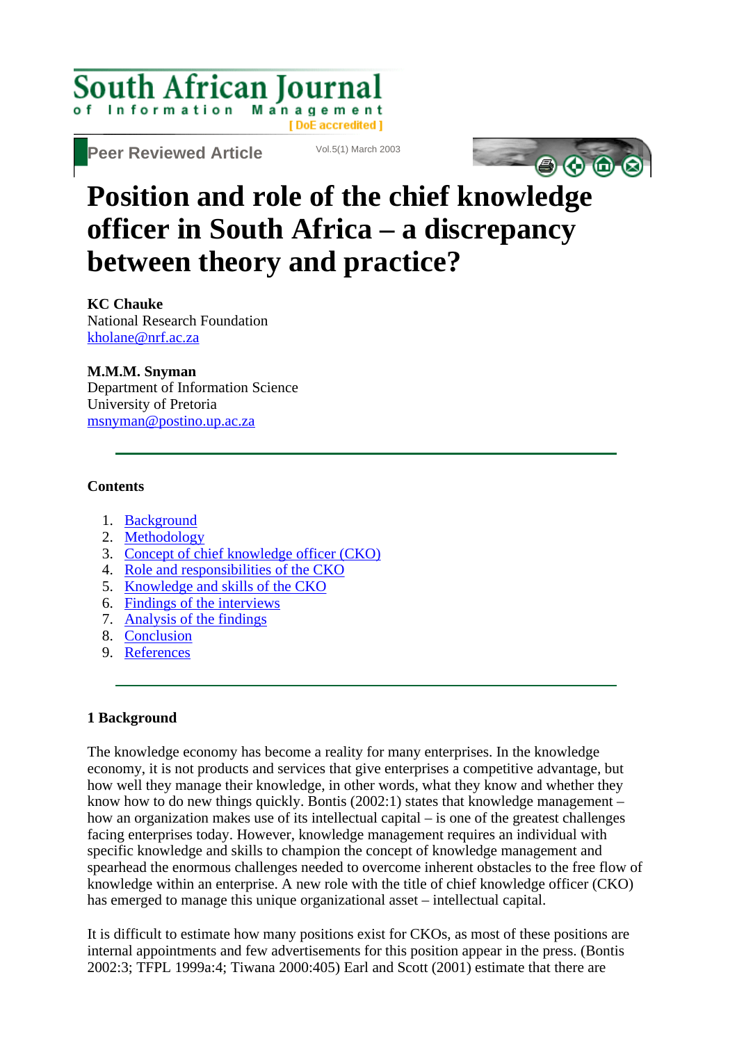# Position and role of the chief knowledge officer in South Africa – a discrepancy between theory and practice?

**KC Chauke**
National Research Foundation
kholane@nrf.ac.za

**M.M.M. Snyman**
Department of Information Science
University of Pretoria
msnyman@postino.up.ac.za

---

**Contents**

1. Background
2. Methodology
3. Concept of chief knowledge officer (CKO)
4. Role and responsibilities of the CKO
5. Knowledge and skills of the CKO
6. Findings of the interviews
7. Analysis of the findings
8. Conclusion
9. References

---

## 1 Background

The knowledge economy has become a reality for many enterprises. In the knowledge economy, it is not products and services that give enterprises a competitive advantage, but how well they manage their knowledge, in other words, what they know and whether they know how to do new things quickly. Bontis (2002:1) states that knowledge management – how an organization makes use of its intellectual capital – is one of the greatest challenges facing enterprises today. However, knowledge management requires an individual with specific knowledge and skills to champion the concept of knowledge management and spearhead the enormous challenges needed to overcome inherent obstacles to the free flow of knowledge within an enterprise. A new role with the title of chief knowledge officer (CKO) has emerged to manage this unique organizational asset – intellectual capital.

It is difficult to estimate how many positions exist for CKOs, as most of these positions are internal appointments and few advertisements for this position appear in the press. (Bontis 2002:3; TFPL 1999a:4; Tiwana 2000:405) Earl and Scott (2001) estimate that there are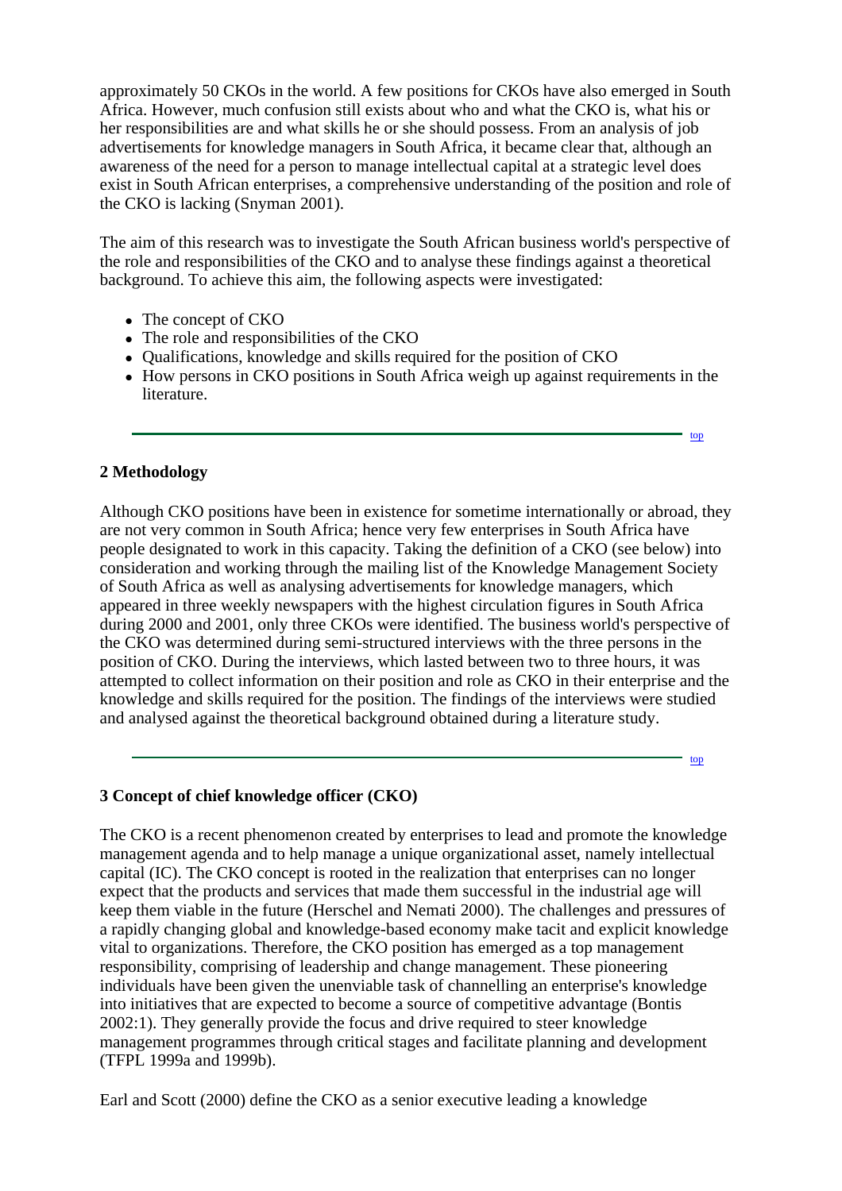approximately 50 CKOs in the world. A few positions for CKOs have also emerged in South Africa. However, much confusion still exists about who and what the CKO is, what his or her responsibilities are and what skills he or she should possess. From an analysis of job advertisements for knowledge managers in South Africa, it became clear that, although an awareness of the need for a person to manage intellectual capital at a strategic level does exist in South African enterprises, a comprehensive understanding of the position and role of the CKO is lacking (Snyman 2001).

The aim of this research was to investigate the South African business world's perspective of the role and responsibilities of the CKO and to analyse these findings against a theoretical background. To achieve this aim, the following aspects were investigated:

- The concept of CKO
- The role and responsibilities of the CKO
- Qualifications, knowledge and skills required for the position of CKO
- How persons in CKO positions in South Africa weigh up against requirements in the literature.

---

## 2 Methodology

Although CKO positions have been in existence for sometime internationally or abroad, they are not very common in South Africa; hence very few enterprises in South Africa have people designated to work in this capacity. Taking the definition of a CKO (see below) into consideration and working through the mailing list of the Knowledge Management Society of South Africa as well as analysing advertisements for knowledge managers, which appeared in three weekly newspapers with the highest circulation figures in South Africa during 2000 and 2001, only three CKOs were identified. The business world's perspective of the CKO was determined during semi-structured interviews with the three persons in the position of CKO. During the interviews, which lasted between two to three hours, it was attempted to collect information on their position and role as CKO in their enterprise and the knowledge and skills required for the position. The findings of the interviews were studied and analysed against the theoretical background obtained during a literature study.

---

## 3 Concept of chief knowledge officer (CKO)

The CKO is a recent phenomenon created by enterprises to lead and promote the knowledge management agenda and to help manage a unique organizational asset, namely intellectual capital (IC). The CKO concept is rooted in the realization that enterprises can no longer expect that the products and services that made them successful in the industrial age will keep them viable in the future (Herschel and Nemati 2000). The challenges and pressures of a rapidly changing global and knowledge-based economy make tacit and explicit knowledge vital to organizations. Therefore, the CKO position has emerged as a top management responsibility, comprising of leadership and change management. These pioneering individuals have been given the unenviable task of channelling an enterprise's knowledge into initiatives that are expected to become a source of competitive advantage (Bontis 2002:1). They generally provide the focus and drive required to steer knowledge management programmes through critical stages and facilitate planning and development (TFPL 1999a and 1999b).

Earl and Scott (2000) define the CKO as a senior executive leading a knowledge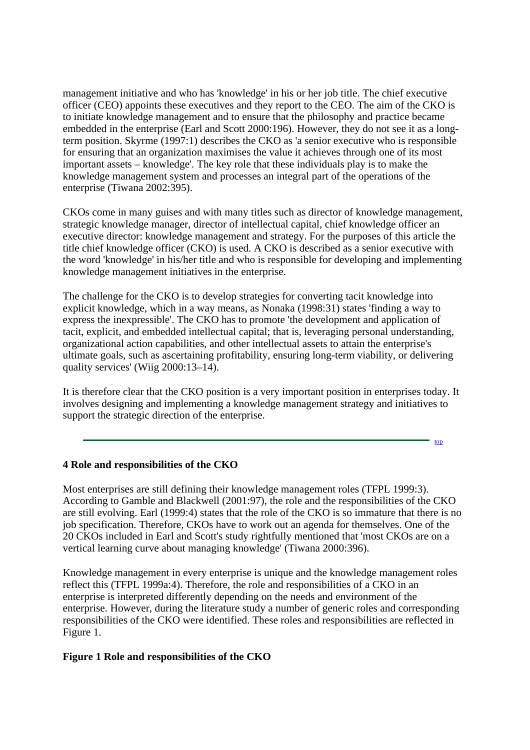management initiative and who has 'knowledge' in his or her job title. The chief executive officer (CEO) appoints these executives and they report to the CEO. The aim of the CKO is to initiate knowledge management and to ensure that the philosophy and practice became embedded in the enterprise (Earl and Scott 2000:196). However, they do not see it as a long-term position. Skyrme (1997:1) describes the CKO as 'a senior executive who is responsible for ensuring that an organization maximises the value it achieves through one of its most important assets – knowledge'. The key role that these individuals play is to make the knowledge management system and processes an integral part of the operations of the enterprise (Tiwana 2002:395).

CKOs come in many guises and with many titles such as director of knowledge management, strategic knowledge manager, director of intellectual capital, chief knowledge officer an executive director: knowledge management and strategy. For the purposes of this article the title chief knowledge officer (CKO) is used. A CKO is described as a senior executive with the word 'knowledge' in his/her title and who is responsible for developing and implementing knowledge management initiatives in the enterprise.

The challenge for the CKO is to develop strategies for converting tacit knowledge into explicit knowledge, which in a way means, as Nonaka (1998:31) states 'finding a way to express the inexpressible'. The CKO has to promote 'the development and application of tacit, explicit, and embedded intellectual capital; that is, leveraging personal understanding, organizational action capabilities, and other intellectual assets to attain the enterprise's ultimate goals, such as ascertaining profitability, ensuring long-term viability, or delivering quality services' (Wiig 2000:13–14).

It is therefore clear that the CKO position is a very important position in enterprises today. It involves designing and implementing a knowledge management strategy and initiatives to support the strategic direction of the enterprise.

top

### 4 Role and responsibilities of the CKO

Most enterprises are still defining their knowledge management roles (TFPL 1999:3). According to Gamble and Blackwell (2001:97), the role and the responsibilities of the CKO are still evolving. Earl (1999:4) states that the role of the CKO is so immature that there is no job specification. Therefore, CKOs have to work out an agenda for themselves. One of the 20 CKOs included in Earl and Scott's study rightfully mentioned that 'most CKOs are on a vertical learning curve about managing knowledge' (Tiwana 2000:396).

Knowledge management in every enterprise is unique and the knowledge management roles reflect this (TFPL 1999a:4). Therefore, the role and responsibilities of a CKO in an enterprise is interpreted differently depending on the needs and environment of the enterprise. However, during the literature study a number of generic roles and corresponding responsibilities of the CKO were identified. These roles and responsibilities are reflected in Figure 1.

**Figure 1 Role and responsibilities of the CKO**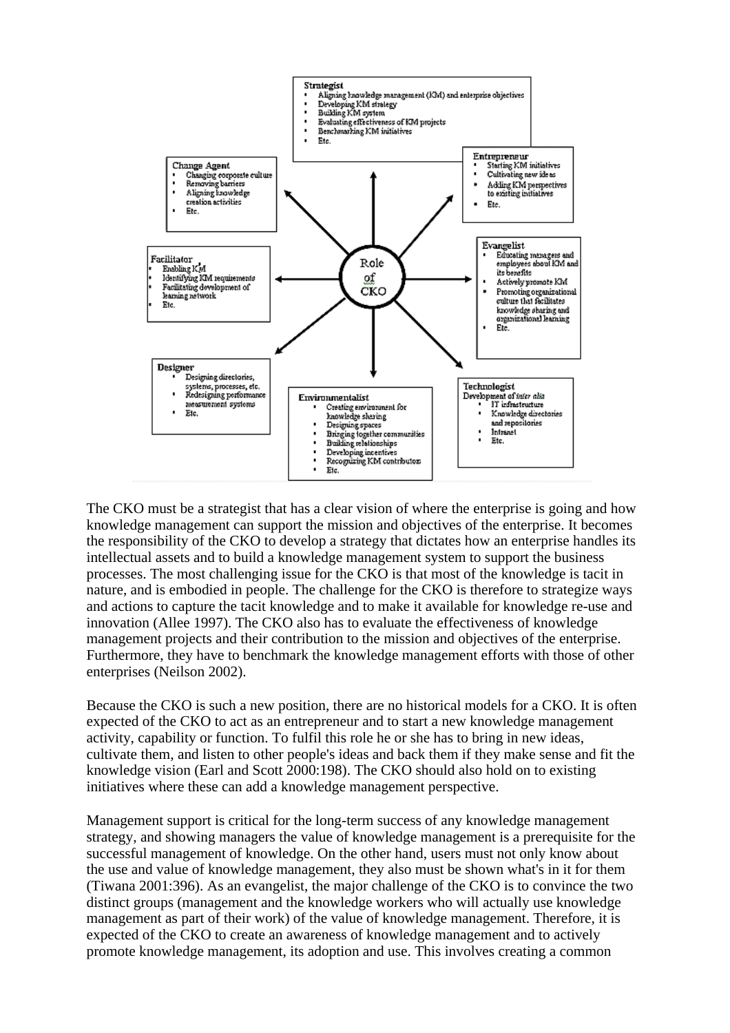**Strategist**

- Aligning knowledge management (KM) and enterprise objectives
- Developing KM strategy
- Building KM system
- Evaluating effectiveness of KM projects
- Benchmarking KM initiatives
- Etc.

**Entrepreneur**

- Starting KM initiatives
- Cultivating new ideas
- Adding KM perspectives to existing initiatives
- Etc.

**Change Agent**

- Changing corporate culture
- Removing barriers
- Aligning knowledge creation activities
- Etc.

**Evangelist**

- Educating managers and employees about KM and its benefits
- Actively promote KM
- Promoting organizational culture that facilitates knowledge sharing and organizational learning
- Etc.

**Facilitator**

- Enabling KM
- Identifying KM requirements
- Facilitating development of learning network
- Etc.

Role of CKO

**Designer**

- Designing directories, systems, processes, etc.
- Redesigning performance measurement systems
- Etc.

**Environmentalist**

- Creating environment for knowledge sharing
- Designing spaces
- Bringing together communities
- Building relationships
- Developing incentives
- Recognizing KM contributors
- Etc.

**Technologist**

Development of *inter alia*

- IT infrastructure
- Knowledge directories and repositories
- Intranet
- Etc.

The CKO must be a strategist that has a clear vision of where the enterprise is going and how knowledge management can support the mission and objectives of the enterprise. It becomes the responsibility of the CKO to develop a strategy that dictates how an enterprise handles its intellectual assets and to build a knowledge management system to support the business processes. The most challenging issue for the CKO is that most of the knowledge is tacit in nature, and is embodied in people. The challenge for the CKO is therefore to strategize ways and actions to capture the tacit knowledge and to make it available for knowledge re-use and innovation (Allee 1997). The CKO also has to evaluate the effectiveness of knowledge management projects and their contribution to the mission and objectives of the enterprise. Furthermore, they have to benchmark the knowledge management efforts with those of other enterprises (Neilson 2002).

Because the CKO is such a new position, there are no historical models for a CKO. It is often expected of the CKO to act as an entrepreneur and to start a new knowledge management activity, capability or function. To fulfil this role he or she has to bring in new ideas, cultivate them, and listen to other people's ideas and back them if they make sense and fit the knowledge vision (Earl and Scott 2000:198). The CKO should also hold on to existing initiatives where these can add a knowledge management perspective.

Management support is critical for the long-term success of any knowledge management strategy, and showing managers the value of knowledge management is a prerequisite for the successful management of knowledge. On the other hand, users must not only know about the use and value of knowledge management, they also must be shown what's in it for them (Tiwana 2001:396). As an evangelist, the major challenge of the CKO is to convince the two distinct groups (management and the knowledge workers who will actually use knowledge management as part of their work) of the value of knowledge management. Therefore, it is expected of the CKO to create an awareness of knowledge management and to actively promote knowledge management, its adoption and use. This involves creating a common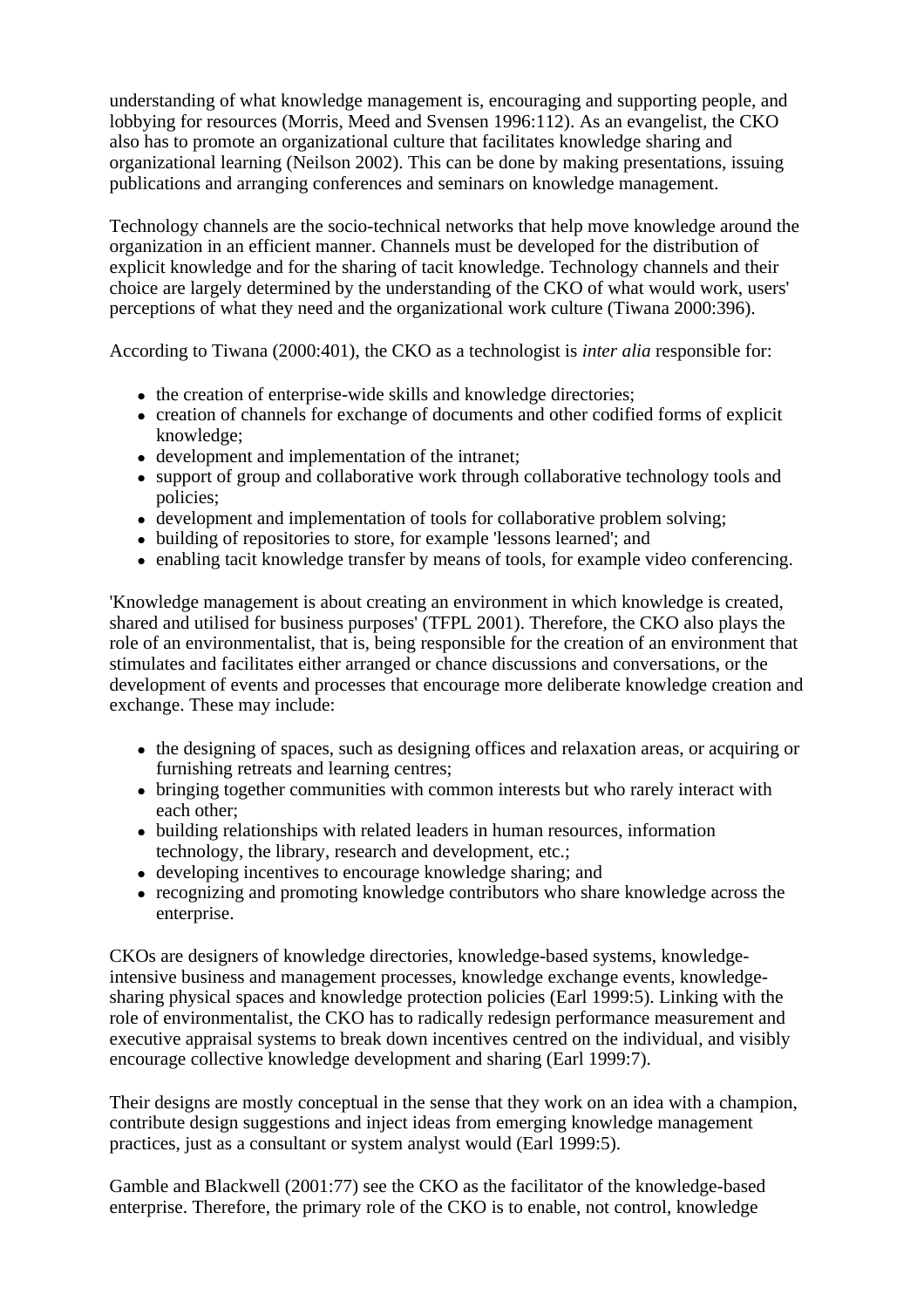understanding of what knowledge management is, encouraging and supporting people, and lobbying for resources (Morris, Meed and Svensen 1996:112). As an evangelist, the CKO also has to promote an organizational culture that facilitates knowledge sharing and organizational learning (Neilson 2002). This can be done by making presentations, issuing publications and arranging conferences and seminars on knowledge management.

Technology channels are the socio-technical networks that help move knowledge around the organization in an efficient manner. Channels must be developed for the distribution of explicit knowledge and for the sharing of tacit knowledge. Technology channels and their choice are largely determined by the understanding of the CKO of what would work, users' perceptions of what they need and the organizational work culture (Tiwana 2000:396).

According to Tiwana (2000:401), the CKO as a technologist is *inter alia* responsible for:

- the creation of enterprise-wide skills and knowledge directories;
- creation of channels for exchange of documents and other codified forms of explicit knowledge;
- development and implementation of the intranet;
- support of group and collaborative work through collaborative technology tools and policies;
- development and implementation of tools for collaborative problem solving;
- building of repositories to store, for example 'lessons learned'; and
- enabling tacit knowledge transfer by means of tools, for example video conferencing.

'Knowledge management is about creating an environment in which knowledge is created, shared and utilised for business purposes' (TFPL 2001). Therefore, the CKO also plays the role of an environmentalist, that is, being responsible for the creation of an environment that stimulates and facilitates either arranged or chance discussions and conversations, or the development of events and processes that encourage more deliberate knowledge creation and exchange. These may include:

- the designing of spaces, such as designing offices and relaxation areas, or acquiring or furnishing retreats and learning centres;
- bringing together communities with common interests but who rarely interact with each other;
- building relationships with related leaders in human resources, information technology, the library, research and development, etc.;
- developing incentives to encourage knowledge sharing; and
- recognizing and promoting knowledge contributors who share knowledge across the enterprise.

CKOs are designers of knowledge directories, knowledge-based systems, knowledge-intensive business and management processes, knowledge exchange events, knowledge-sharing physical spaces and knowledge protection policies (Earl 1999:5). Linking with the role of environmentalist, the CKO has to radically redesign performance measurement and executive appraisal systems to break down incentives centred on the individual, and visibly encourage collective knowledge development and sharing (Earl 1999:7).

Their designs are mostly conceptual in the sense that they work on an idea with a champion, contribute design suggestions and inject ideas from emerging knowledge management practices, just as a consultant or system analyst would (Earl 1999:5).

Gamble and Blackwell (2001:77) see the CKO as the facilitator of the knowledge-based enterprise. Therefore, the primary role of the CKO is to enable, not control, knowledge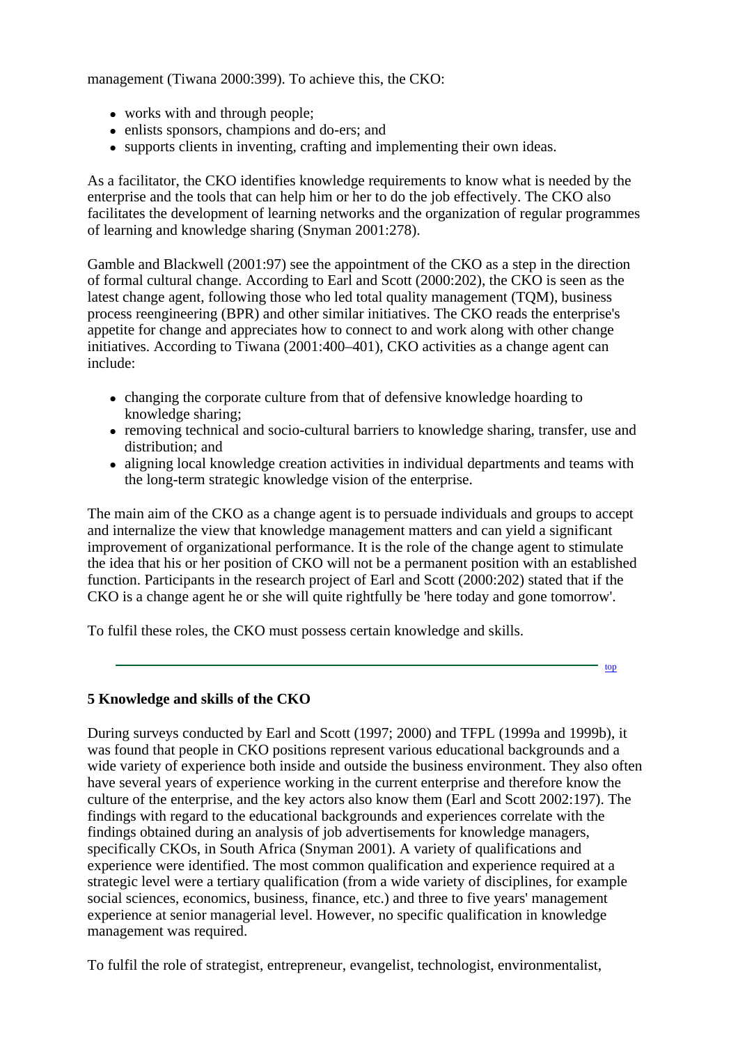management (Tiwana 2000:399). To achieve this, the CKO:

- works with and through people;
- enlists sponsors, champions and do-ers; and
- supports clients in inventing, crafting and implementing their own ideas.

As a facilitator, the CKO identifies knowledge requirements to know what is needed by the enterprise and the tools that can help him or her to do the job effectively. The CKO also facilitates the development of learning networks and the organization of regular programmes of learning and knowledge sharing (Snyman 2001:278).

Gamble and Blackwell (2001:97) see the appointment of the CKO as a step in the direction of formal cultural change. According to Earl and Scott (2000:202), the CKO is seen as the latest change agent, following those who led total quality management (TQM), business process reengineering (BPR) and other similar initiatives. The CKO reads the enterprise's appetite for change and appreciates how to connect to and work along with other change initiatives. According to Tiwana (2001:400–401), CKO activities as a change agent can include:

- changing the corporate culture from that of defensive knowledge hoarding to knowledge sharing;
- removing technical and socio-cultural barriers to knowledge sharing, transfer, use and distribution; and
- aligning local knowledge creation activities in individual departments and teams with the long-term strategic knowledge vision of the enterprise.

The main aim of the CKO as a change agent is to persuade individuals and groups to accept and internalize the view that knowledge management matters and can yield a significant improvement of organizational performance. It is the role of the change agent to stimulate the idea that his or her position of CKO will not be a permanent position with an established function. Participants in the research project of Earl and Scott (2000:202) stated that if the CKO is a change agent he or she will quite rightfully be 'here today and gone tomorrow'.

To fulfil these roles, the CKO must possess certain knowledge and skills.

### 5 Knowledge and skills of the CKO

During surveys conducted by Earl and Scott (1997; 2000) and TFPL (1999a and 1999b), it was found that people in CKO positions represent various educational backgrounds and a wide variety of experience both inside and outside the business environment. They also often have several years of experience working in the current enterprise and therefore know the culture of the enterprise, and the key actors also know them (Earl and Scott 2002:197). The findings with regard to the educational backgrounds and experiences correlate with the findings obtained during an analysis of job advertisements for knowledge managers, specifically CKOs, in South Africa (Snyman 2001). A variety of qualifications and experience were identified. The most common qualification and experience required at a strategic level were a tertiary qualification (from a wide variety of disciplines, for example social sciences, economics, business, finance, etc.) and three to five years' management experience at senior managerial level. However, no specific qualification in knowledge management was required.

To fulfil the role of strategist, entrepreneur, evangelist, technologist, environmentalist,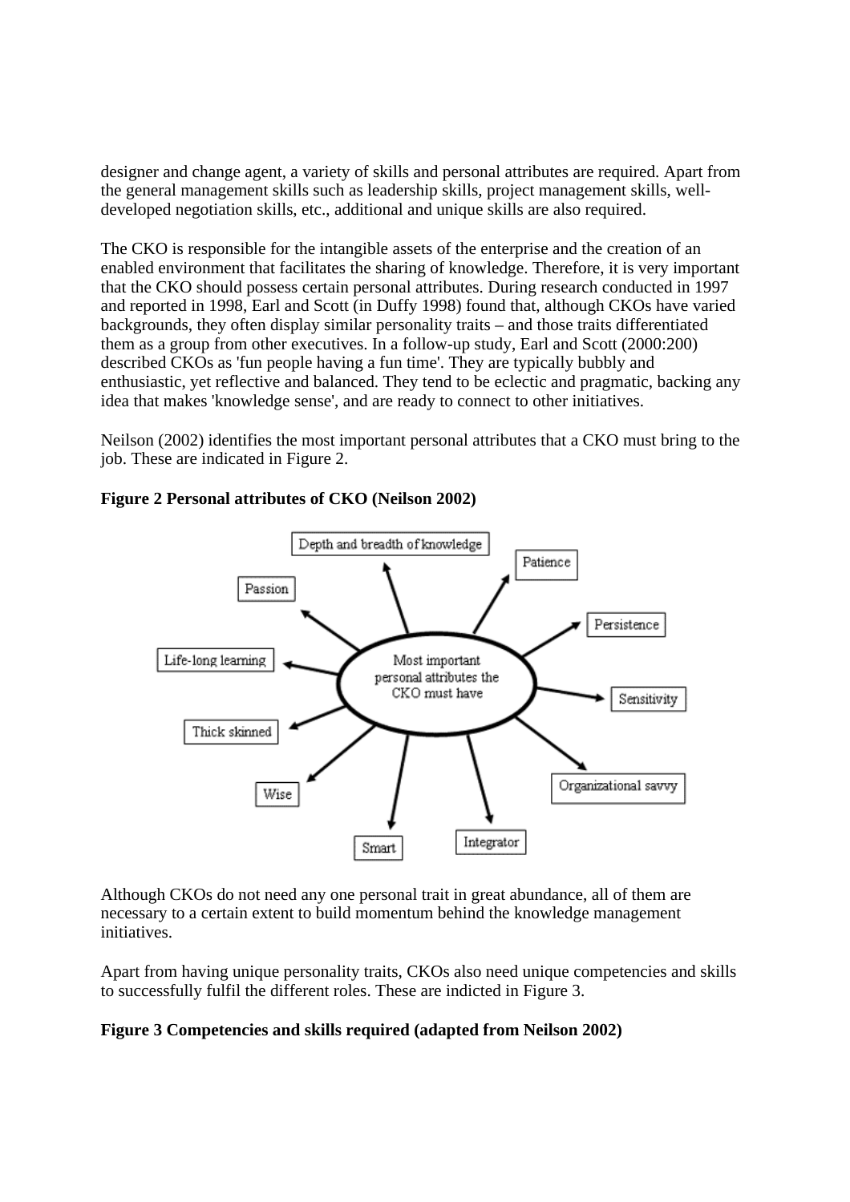designer and change agent, a variety of skills and personal attributes are required. Apart from the general management skills such as leadership skills, project management skills, well-developed negotiation skills, etc., additional and unique skills are also required.

The CKO is responsible for the intangible assets of the enterprise and the creation of an enabled environment that facilitates the sharing of knowledge. Therefore, it is very important that the CKO should possess certain personal attributes. During research conducted in 1997 and reported in 1998, Earl and Scott (in Duffy 1998) found that, although CKOs have varied backgrounds, they often display similar personality traits – and those traits differentiated them as a group from other executives. In a follow-up study, Earl and Scott (2000:200) described CKOs as 'fun people having a fun time'. They are typically bubbly and enthusiastic, yet reflective and balanced. They tend to be eclectic and pragmatic, backing any idea that makes 'knowledge sense', and are ready to connect to other initiatives.

Neilson (2002) identifies the most important personal attributes that a CKO must bring to the job. These are indicated in Figure 2.

**Figure 2 Personal attributes of CKO (Neilson 2002)**

Most important personal attributes the CKO must have:

- Depth and breadth of knowledge
- Patience
- Persistence
- Sensitivity
- Organizational savvy
- Integrator
- Smart
- Wise
- Thick skinned
- Life-long learning
- Passion

Although CKOs do not need any one personal trait in great abundance, all of them are necessary to a certain extent to build momentum behind the knowledge management initiatives.

Apart from having unique personality traits, CKOs also need unique competencies and skills to successfully fulfil the different roles. These are indicted in Figure 3.

**Figure 3 Competencies and skills required (adapted from Neilson 2002)**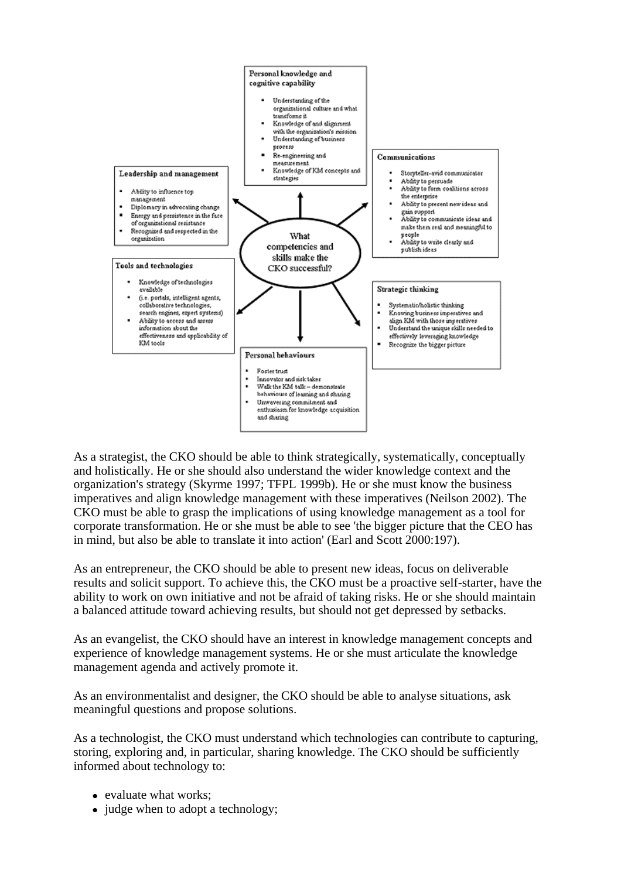**Personal knowledge and cognitive capability**

- Understanding of the organizational culture and what transforms it
- Knowledge of and alignment with the organization's mission
- Understanding of business process
- Re-engineering and measurement
- Knowledge of KM concepts and strategies

**Leadership and management**

- Ability to influence top management
- Diplomacy in advocating change
- Energy and persistence in the face of organizational resistance
- Recognized and respected in the organization

**Communications**

- Storyteller-avid communicator
- Ability to persuade
- Ability to form coalitions across the enterprise
- Ability to present new ideas and gain support
- Ability to communicate ideas and make them real and meaningful to people
- Ability to write clearly and publish ideas

**What competencies and skills make the CKO successful?**

**Tools and technologies**

- Knowledge of technologies available
- (i.e. portals, intelligent agents, collaborative technologies, search engines, expert systems)
- Ability to access and assess information about the effectiveness and applicability of KM tools

**Strategic thinking**

- Systematic/holistic thinking
- Knowing business imperatives and align KM with those imperatives
- Understand the unique skills needed to effectively leveraging knowledge
- Recognize the bigger picture

**Personal behaviours**

- Foster trust
- Innovator and risk taker
- Walk the KM talk – demonstrate behaviours of learning and sharing
- Unwavering commitment and enthusiasm for knowledge acquisition and sharing

As a strategist, the CKO should be able to think strategically, systematically, conceptually and holistically. He or she should also understand the wider knowledge context and the organization's strategy (Skyrme 1997; TFPL 1999b). He or she must know the business imperatives and align knowledge management with these imperatives (Neilson 2002). The CKO must be able to grasp the implications of using knowledge management as a tool for corporate transformation. He or she must be able to see 'the bigger picture that the CEO has in mind, but also be able to translate it into action' (Earl and Scott 2000:197).

As an entrepreneur, the CKO should be able to present new ideas, focus on deliverable results and solicit support. To achieve this, the CKO must be a proactive self-starter, have the ability to work on own initiative and not be afraid of taking risks. He or she should maintain a balanced attitude toward achieving results, but should not get depressed by setbacks.

As an evangelist, the CKO should have an interest in knowledge management concepts and experience of knowledge management systems. He or she must articulate the knowledge management agenda and actively promote it.

As an environmentalist and designer, the CKO should be able to analyse situations, ask meaningful questions and propose solutions.

As a technologist, the CKO must understand which technologies can contribute to capturing, storing, exploring and, in particular, sharing knowledge. The CKO should be sufficiently informed about technology to:

- evaluate what works;
- judge when to adopt a technology;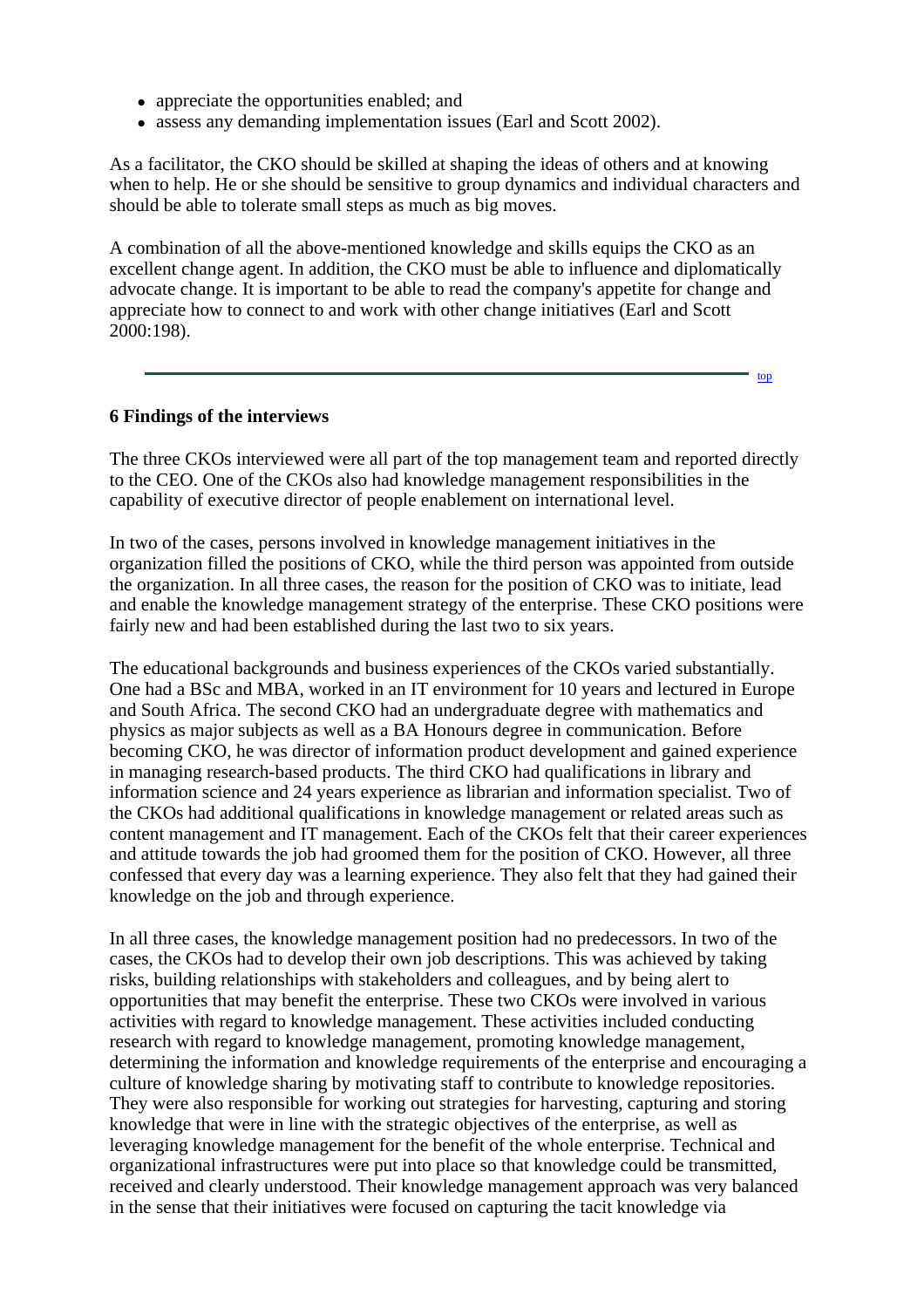- appreciate the opportunities enabled; and
- assess any demanding implementation issues (Earl and Scott 2002).

As a facilitator, the CKO should be skilled at shaping the ideas of others and at knowing when to help. He or she should be sensitive to group dynamics and individual characters and should be able to tolerate small steps as much as big moves.

A combination of all the above-mentioned knowledge and skills equips the CKO as an excellent change agent. In addition, the CKO must be able to influence and diplomatically advocate change. It is important to be able to read the company's appetite for change and appreciate how to connect to and work with other change initiatives (Earl and Scott 2000:198).

### 6 Findings of the interviews

The three CKOs interviewed were all part of the top management team and reported directly to the CEO. One of the CKOs also had knowledge management responsibilities in the capability of executive director of people enablement on international level.

In two of the cases, persons involved in knowledge management initiatives in the organization filled the positions of CKO, while the third person was appointed from outside the organization. In all three cases, the reason for the position of CKO was to initiate, lead and enable the knowledge management strategy of the enterprise. These CKO positions were fairly new and had been established during the last two to six years.

The educational backgrounds and business experiences of the CKOs varied substantially. One had a BSc and MBA, worked in an IT environment for 10 years and lectured in Europe and South Africa. The second CKO had an undergraduate degree with mathematics and physics as major subjects as well as a BA Honours degree in communication. Before becoming CKO, he was director of information product development and gained experience in managing research-based products. The third CKO had qualifications in library and information science and 24 years experience as librarian and information specialist. Two of the CKOs had additional qualifications in knowledge management or related areas such as content management and IT management. Each of the CKOs felt that their career experiences and attitude towards the job had groomed them for the position of CKO. However, all three confessed that every day was a learning experience. They also felt that they had gained their knowledge on the job and through experience.

In all three cases, the knowledge management position had no predecessors. In two of the cases, the CKOs had to develop their own job descriptions. This was achieved by taking risks, building relationships with stakeholders and colleagues, and by being alert to opportunities that may benefit the enterprise. These two CKOs were involved in various activities with regard to knowledge management. These activities included conducting research with regard to knowledge management, promoting knowledge management, determining the information and knowledge requirements of the enterprise and encouraging a culture of knowledge sharing by motivating staff to contribute to knowledge repositories. They were also responsible for working out strategies for harvesting, capturing and storing knowledge that were in line with the strategic objectives of the enterprise, as well as leveraging knowledge management for the benefit of the whole enterprise. Technical and organizational infrastructures were put into place so that knowledge could be transmitted, received and clearly understood. Their knowledge management approach was very balanced in the sense that their initiatives were focused on capturing the tacit knowledge via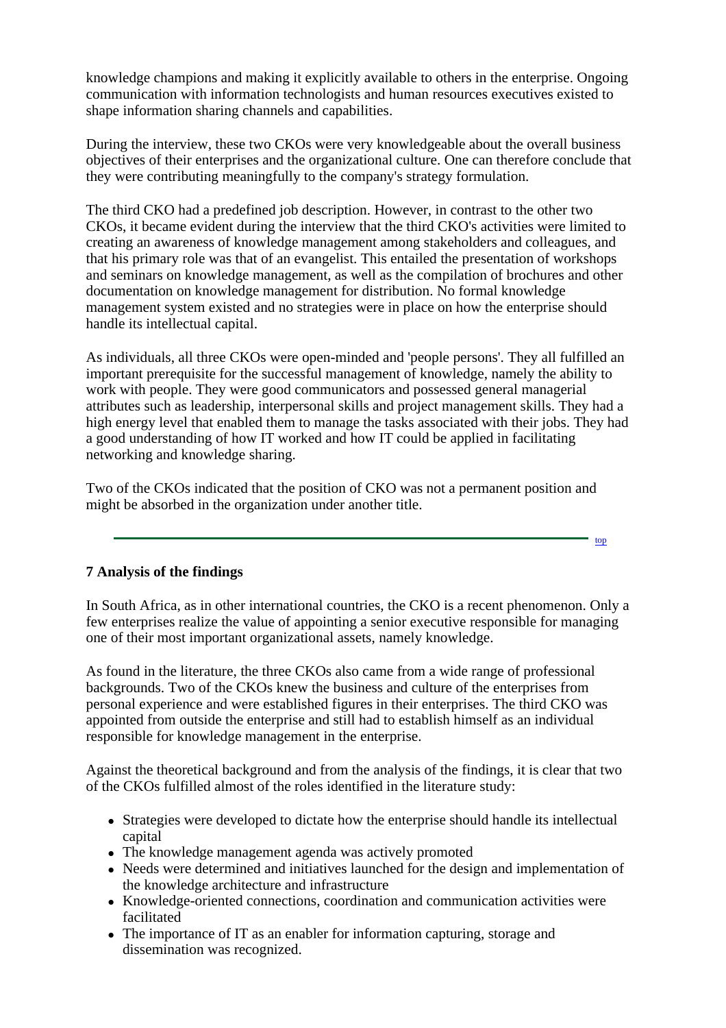knowledge champions and making it explicitly available to others in the enterprise. Ongoing communication with information technologists and human resources executives existed to shape information sharing channels and capabilities.

During the interview, these two CKOs were very knowledgeable about the overall business objectives of their enterprises and the organizational culture. One can therefore conclude that they were contributing meaningfully to the company's strategy formulation.

The third CKO had a predefined job description. However, in contrast to the other two CKOs, it became evident during the interview that the third CKO's activities were limited to creating an awareness of knowledge management among stakeholders and colleagues, and that his primary role was that of an evangelist. This entailed the presentation of workshops and seminars on knowledge management, as well as the compilation of brochures and other documentation on knowledge management for distribution. No formal knowledge management system existed and no strategies were in place on how the enterprise should handle its intellectual capital.

As individuals, all three CKOs were open-minded and 'people persons'. They all fulfilled an important prerequisite for the successful management of knowledge, namely the ability to work with people. They were good communicators and possessed general managerial attributes such as leadership, interpersonal skills and project management skills. They had a high energy level that enabled them to manage the tasks associated with their jobs. They had a good understanding of how IT worked and how IT could be applied in facilitating networking and knowledge sharing.

Two of the CKOs indicated that the position of CKO was not a permanent position and might be absorbed in the organization under another title.

## 7 Analysis of the findings

In South Africa, as in other international countries, the CKO is a recent phenomenon. Only a few enterprises realize the value of appointing a senior executive responsible for managing one of their most important organizational assets, namely knowledge.

As found in the literature, the three CKOs also came from a wide range of professional backgrounds. Two of the CKOs knew the business and culture of the enterprises from personal experience and were established figures in their enterprises. The third CKO was appointed from outside the enterprise and still had to establish himself as an individual responsible for knowledge management in the enterprise.

Against the theoretical background and from the analysis of the findings, it is clear that two of the CKOs fulfilled almost of the roles identified in the literature study:

- Strategies were developed to dictate how the enterprise should handle its intellectual capital
- The knowledge management agenda was actively promoted
- Needs were determined and initiatives launched for the design and implementation of the knowledge architecture and infrastructure
- Knowledge-oriented connections, coordination and communication activities were facilitated
- The importance of IT as an enabler for information capturing, storage and dissemination was recognized.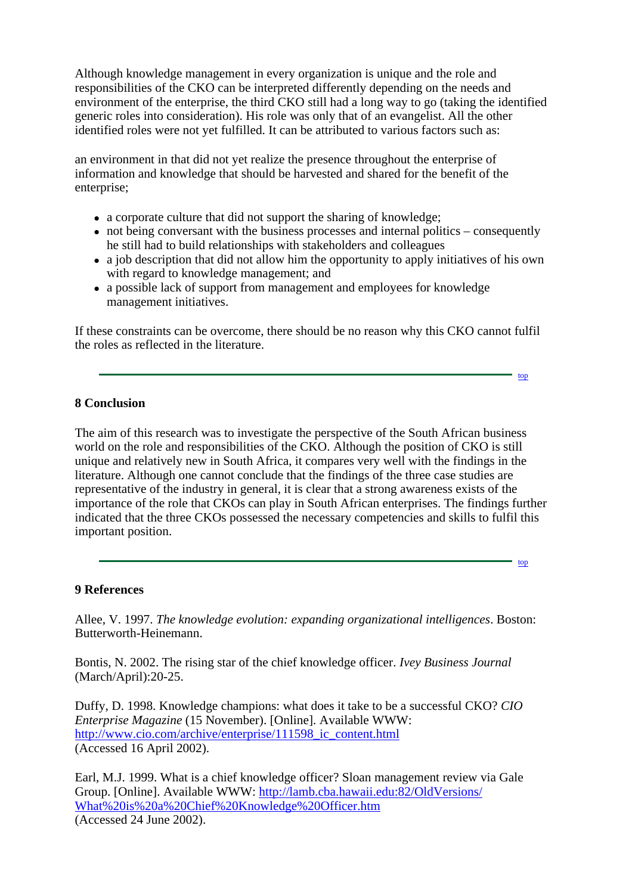Although knowledge management in every organization is unique and the role and responsibilities of the CKO can be interpreted differently depending on the needs and environment of the enterprise, the third CKO still had a long way to go (taking the identified generic roles into consideration). His role was only that of an evangelist. All the other identified roles were not yet fulfilled. It can be attributed to various factors such as:

an environment in that did not yet realize the presence throughout the enterprise of information and knowledge that should be harvested and shared for the benefit of the enterprise;

- a corporate culture that did not support the sharing of knowledge;
- not being conversant with the business processes and internal politics – consequently he still had to build relationships with stakeholders and colleagues
- a job description that did not allow him the opportunity to apply initiatives of his own with regard to knowledge management; and
- a possible lack of support from management and employees for knowledge management initiatives.

If these constraints can be overcome, there should be no reason why this CKO cannot fulfil the roles as reflected in the literature.

top

**8 Conclusion**

The aim of this research was to investigate the perspective of the South African business world on the role and responsibilities of the CKO. Although the position of CKO is still unique and relatively new in South Africa, it compares very well with the findings in the literature. Although one cannot conclude that the findings of the three case studies are representative of the industry in general, it is clear that a strong awareness exists of the importance of the role that CKOs can play in South African enterprises. The findings further indicated that the three CKOs possessed the necessary competencies and skills to fulfil this important position.

top

**9 References**

Allee, V. 1997. *The knowledge evolution: expanding organizational intelligences*. Boston: Butterworth-Heinemann.

Bontis, N. 2002. The rising star of the chief knowledge officer. *Ivey Business Journal* (March/April):20-25.

Duffy, D. 1998. Knowledge champions: what does it take to be a successful CKO? *CIO Enterprise Magazine* (15 November). [Online]. Available WWW: http://www.cio.com/archive/enterprise/111598_ic_content.html (Accessed 16 April 2002).

Earl, M.J. 1999. What is a chief knowledge officer? Sloan management review via Gale Group. [Online]. Available WWW: http://lamb.cba.hawaii.edu:82/OldVersions/What%20is%20a%20Chief%20Knowledge%20Officer.htm (Accessed 24 June 2002).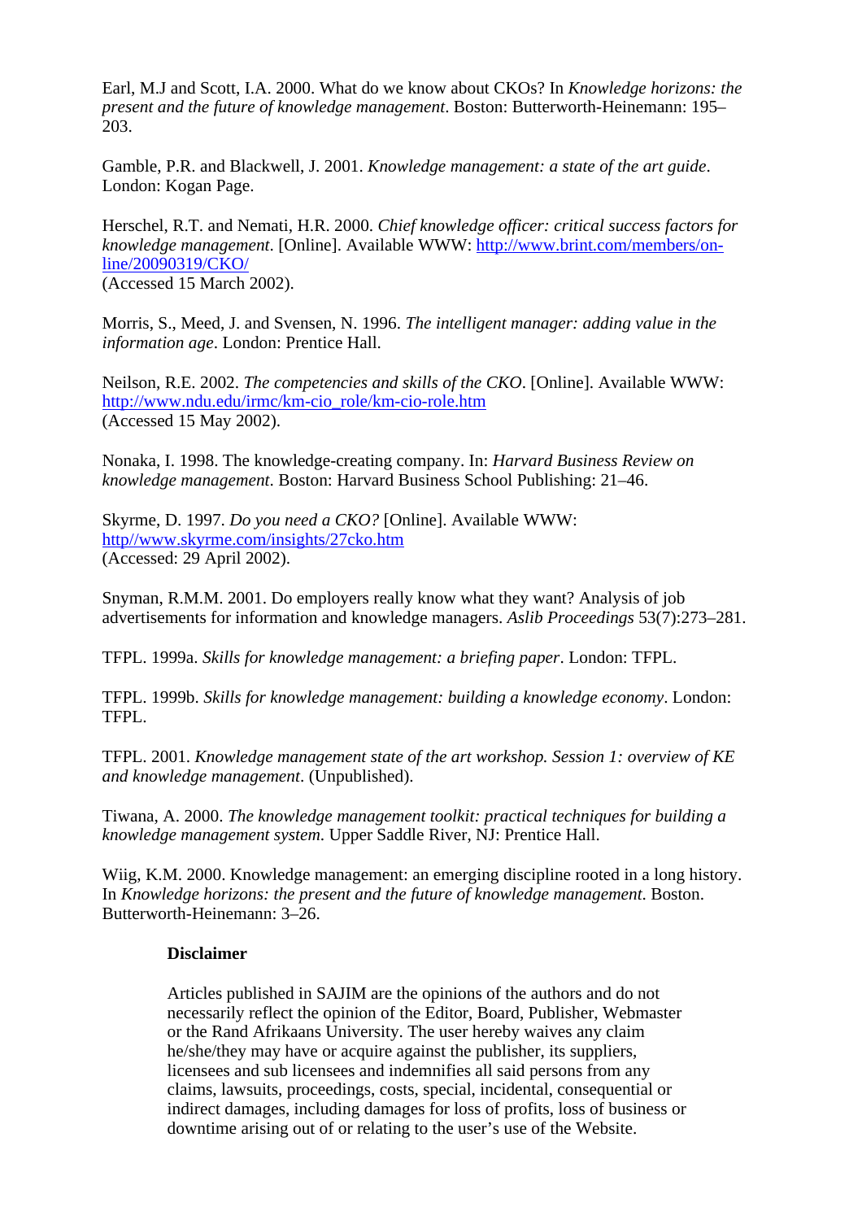Earl, M.J and Scott, I.A. 2000. What do we know about CKOs? In *Knowledge horizons: the present and the future of knowledge management*. Boston: Butterworth-Heinemann: 195–203.

Gamble, P.R. and Blackwell, J. 2001. *Knowledge management: a state of the art guide*. London: Kogan Page.

Herschel, R.T. and Nemati, H.R. 2000. *Chief knowledge officer: critical success factors for knowledge management*. [Online]. Available WWW: [http://www.brint.com/members/on-line/20090319/CKO/](http://www.brint.com/members/on-line/20090319/CKO/)
(Accessed 15 March 2002).

Morris, S., Meed, J. and Svensen, N. 1996. *The intelligent manager: adding value in the information age*. London: Prentice Hall.

Neilson, R.E. 2002. *The competencies and skills of the CKO*. [Online]. Available WWW: [http://www.ndu.edu/irmc/km-cio_role/km-cio-role.htm](http://www.ndu.edu/irmc/km-cio_role/km-cio-role.htm)
(Accessed 15 May 2002).

Nonaka, I. 1998. The knowledge-creating company. In: *Harvard Business Review on knowledge management*. Boston: Harvard Business School Publishing: 21–46.

Skyrme, D. 1997. *Do you need a CKO?* [Online]. Available WWW: [http//www.skyrme.com/insights/27cko.htm](http//www.skyrme.com/insights/27cko.htm)
(Accessed: 29 April 2002).

Snyman, R.M.M. 2001. Do employers really know what they want? Analysis of job advertisements for information and knowledge managers. *Aslib Proceedings* 53(7):273–281.

TFPL. 1999a. *Skills for knowledge management: a briefing paper*. London: TFPL.

TFPL. 1999b. *Skills for knowledge management: building a knowledge economy*. London: TFPL.

TFPL. 2001. *Knowledge management state of the art workshop. Session 1: overview of KE and knowledge management*. (Unpublished).

Tiwana, A. 2000. *The knowledge management toolkit: practical techniques for building a knowledge management system*. Upper Saddle River, NJ: Prentice Hall.

Wiig, K.M. 2000. Knowledge management: an emerging discipline rooted in a long history. In *Knowledge horizons: the present and the future of knowledge management*. Boston. Butterworth-Heinemann: 3–26.

**Disclaimer**

Articles published in SAJIM are the opinions of the authors and do not necessarily reflect the opinion of the Editor, Board, Publisher, Webmaster or the Rand Afrikaans University. The user hereby waives any claim he/she/they may have or acquire against the publisher, its suppliers, licensees and sub licensees and indemnifies all said persons from any claims, lawsuits, proceedings, costs, special, incidental, consequential or indirect damages, including damages for loss of profits, loss of business or downtime arising out of or relating to the user's use of the Website.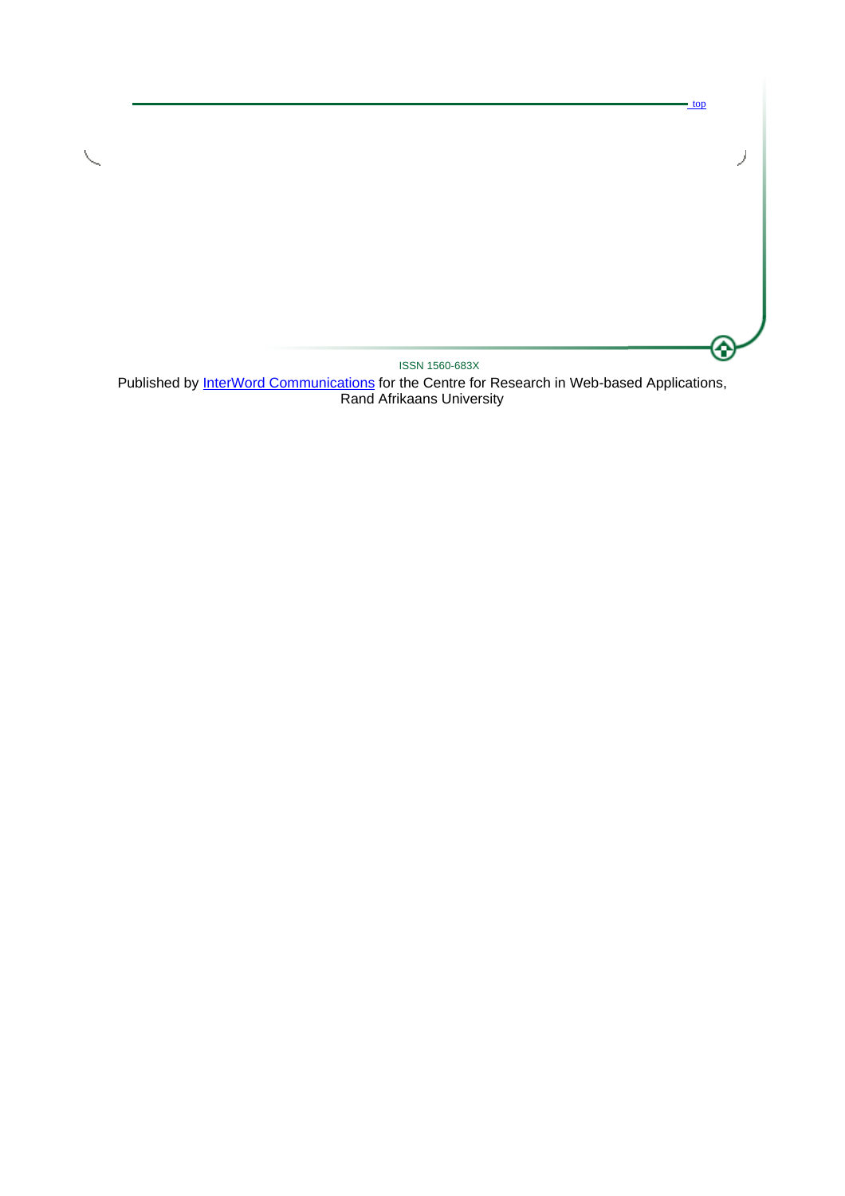top

ISSN 1560-683X

Published by InterWord Communications for the Centre for Research in Web-based Applications, Rand Afrikaans University